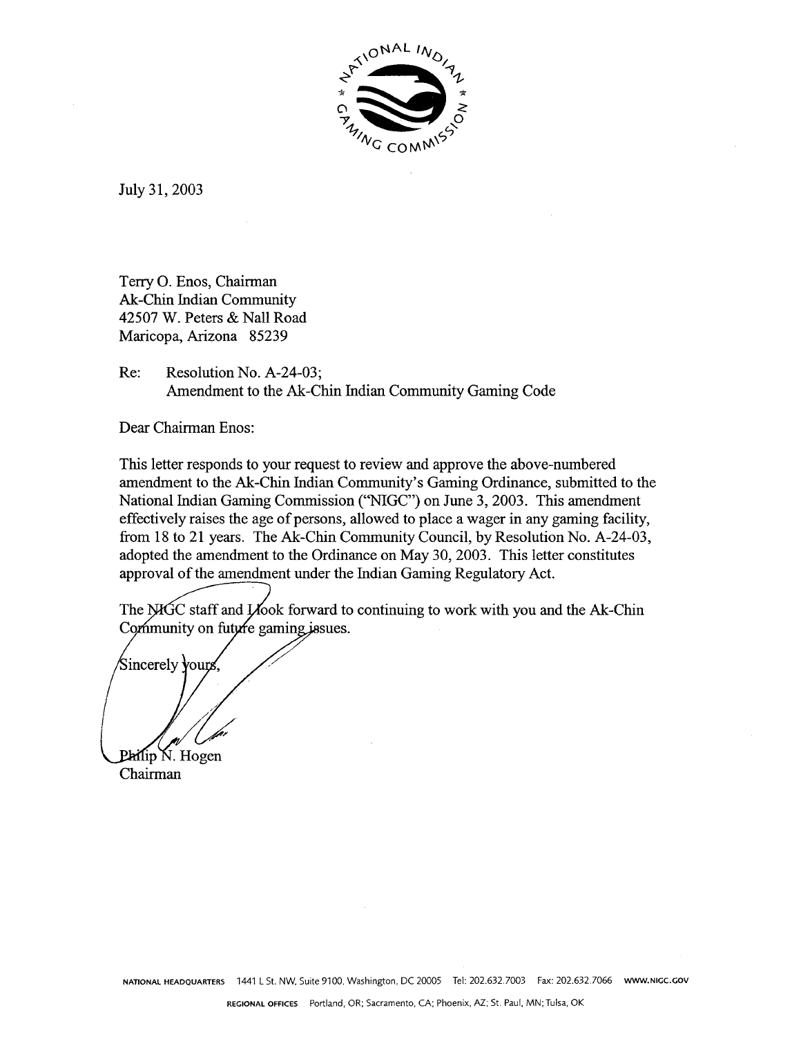July 31, 2003

Terry O. Enos, Chairman
Ak-Chin Indian Community
42507 W. Peters & Nall Road
Maricopa, Arizona 85239

Re: Resolution No. A-24-03;
Amendment to the Ak-Chin Indian Community Gaming Code

Dear Chairman Enos:

This letter responds to your request to review and approve the above-numbered amendment to the Ak-Chin Indian Community's Gaming Ordinance, submitted to the National Indian Gaming Commission ("NIGC") on June 3, 2003. This amendment effectively raises the age of persons, allowed to place a wager in any gaming facility, from 18 to 21 years. The Ak-Chin Community Council, by Resolution No. A-24-03, adopted the amendment to the Ordinance on May 30, 2003. This letter constitutes approval of the amendment under the Indian Gaming Regulatory Act.

The NIGC staff and I look forward to continuing to work with you and the Ak-Chin Community on future gaming issues.

Sincerely yours,

Philip N. Hogen
Chairman

NATIONAL HEADQUARTERS 1441 L St. NW, Suite 9100, Washington, DC 20005 Tel: 202.632.7003 Fax: 202.632.7066 WWW.NIGC.GOV

REGIONAL OFFICES Portland, OR; Sacramento, CA; Phoenix, AZ; St. Paul, MN; Tulsa, OK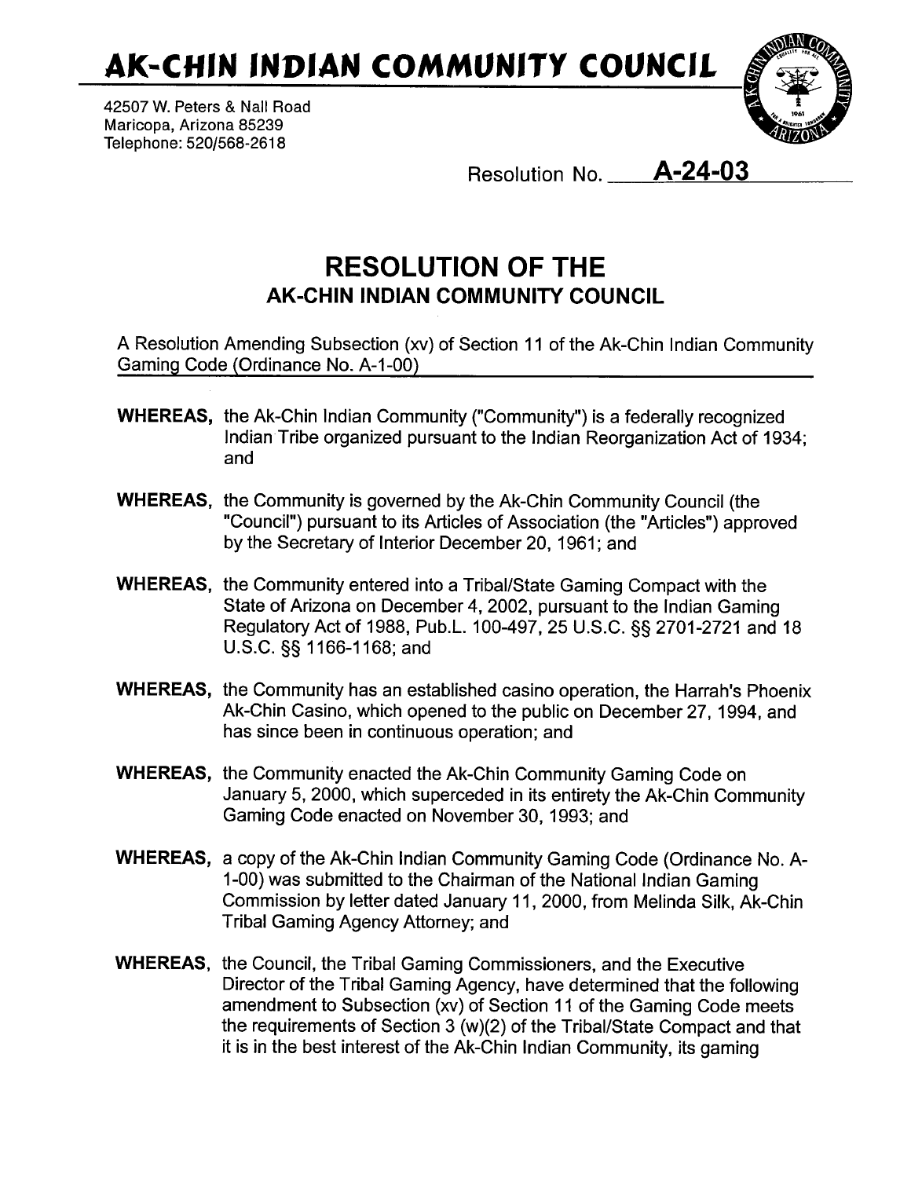# AK-CHIN INDIAN COMMUNITY COUNCIL

42507 W. Peters & Nall Road
Maricopa, Arizona 85239
Telephone: 520/568-2618

Resolution No. **A-24-03**

## RESOLUTION OF THE
### AK-CHIN INDIAN COMMUNITY COUNCIL

A Resolution Amending Subsection (xv) of Section 11 of the Ak-Chin Indian Community Gaming Code (Ordinance No. A-1-00)

**WHEREAS,** the Ak-Chin Indian Community ("Community") is a federally recognized Indian Tribe organized pursuant to the Indian Reorganization Act of 1934; and

**WHEREAS,** the Community is governed by the Ak-Chin Community Council (the "Council") pursuant to its Articles of Association (the "Articles") approved by the Secretary of Interior December 20, 1961; and

**WHEREAS,** the Community entered into a Tribal/State Gaming Compact with the State of Arizona on December 4, 2002, pursuant to the Indian Gaming Regulatory Act of 1988, Pub.L. 100-497, 25 U.S.C. §§ 2701-2721 and 18 U.S.C. §§ 1166-1168; and

**WHEREAS,** the Community has an established casino operation, the Harrah's Phoenix Ak-Chin Casino, which opened to the public on December 27, 1994, and has since been in continuous operation; and

**WHEREAS,** the Community enacted the Ak-Chin Community Gaming Code on January 5, 2000, which superceded in its entirety the Ak-Chin Community Gaming Code enacted on November 30, 1993; and

**WHEREAS,** a copy of the Ak-Chin Indian Community Gaming Code (Ordinance No. A-1-00) was submitted to the Chairman of the National Indian Gaming Commission by letter dated January 11, 2000, from Melinda Silk, Ak-Chin Tribal Gaming Agency Attorney; and

**WHEREAS,** the Council, the Tribal Gaming Commissioners, and the Executive Director of the Tribal Gaming Agency, have determined that the following amendment to Subsection (xv) of Section 11 of the Gaming Code meets the requirements of Section 3 (w)(2) of the Tribal/State Compact and that it is in the best interest of the Ak-Chin Indian Community, its gaming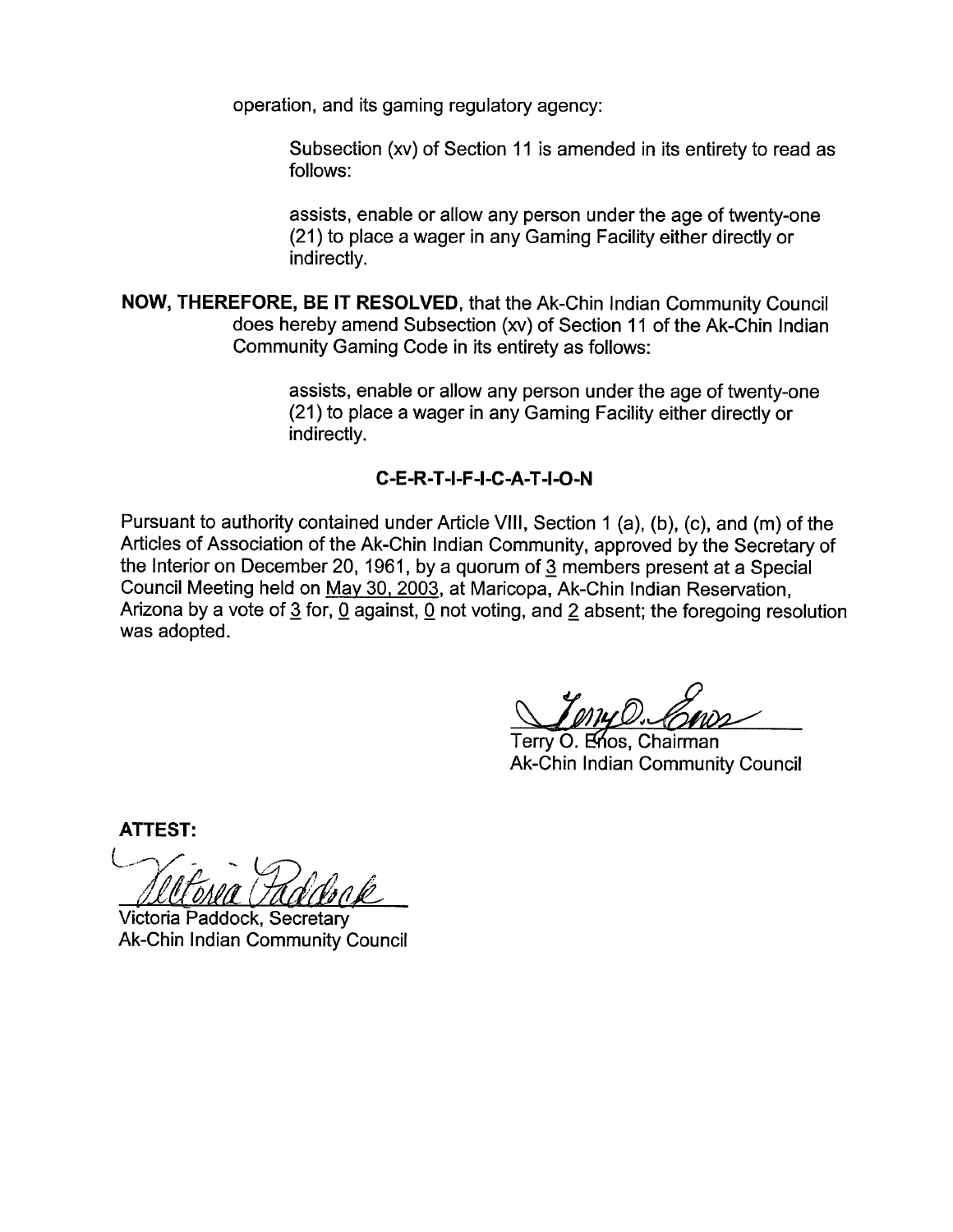operation, and its gaming regulatory agency:

> Subsection (xv) of Section 11 is amended in its entirety to read as follows:
>
> assists, enable or allow any person under the age of twenty-one (21) to place a wager in any Gaming Facility either directly or indirectly.

**NOW, THEREFORE, BE IT RESOLVED**, that the Ak-Chin Indian Community Council does hereby amend Subsection (xv) of Section 11 of the Ak-Chin Indian Community Gaming Code in its entirety as follows:

> assists, enable or allow any person under the age of twenty-one (21) to place a wager in any Gaming Facility either directly or indirectly.

**C-E-R-T-I-F-I-C-A-T-I-O-N**

Pursuant to authority contained under Article VIII, Section 1 (a), (b), (c), and (m) of the Articles of Association of the Ak-Chin Indian Community, approved by the Secretary of the Interior on December 20, 1961, by a quorum of 3 members present at a Special Council Meeting held on May 30, 2003, at Maricopa, Ak-Chin Indian Reservation, Arizona by a vote of 3 for, 0 against, 0 not voting, and 2 absent; the foregoing resolution was adopted.

Terry O. Enos, Chairman
Ak-Chin Indian Community Council

**ATTEST:**

Victoria Paddock, Secretary
Ak-Chin Indian Community Council